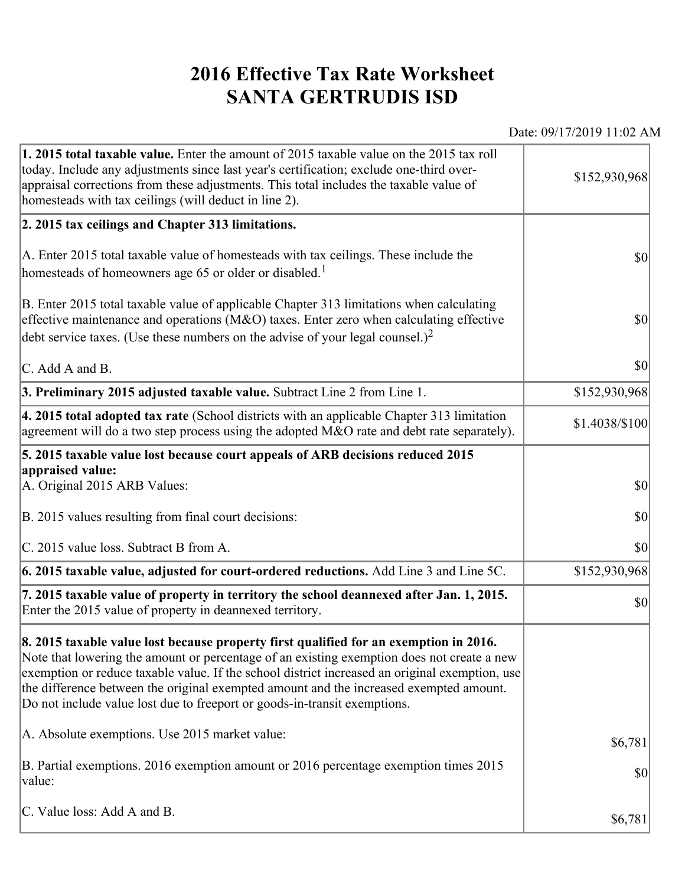# 2016 Effective Tax Rate Worksheet
# SANTA GERTRUDIS ISD

Date: 09/17/2019 11:02 AM

| | |
|---|---|
| **1. 2015 total taxable value.** Enter the amount of 2015 taxable value on the 2015 tax roll today. Include any adjustments since last year's certification; exclude one-third over-appraisal corrections from these adjustments. This total includes the taxable value of homesteads with tax ceilings (will deduct in line 2). | $152,930,968 |
| **2. 2015 tax ceilings and Chapter 313 limitations.** | |
| A. Enter 2015 total taxable value of homesteads with tax ceilings. These include the homesteads of homeowners age 65 or older or disabled.[1] | $0 |
| B. Enter 2015 total taxable value of applicable Chapter 313 limitations when calculating effective maintenance and operations (M&O) taxes. Enter zero when calculating effective debt service taxes. (Use these numbers on the advise of your legal counsel.)[2] | $0 |
| C. Add A and B. | $0 |
| **3. Preliminary 2015 adjusted taxable value.** Subtract Line 2 from Line 1. | $152,930,968 |
| **4. 2015 total adopted tax rate** (School districts with an applicable Chapter 313 limitation agreement will do a two step process using the adopted M&O rate and debt rate separately). | $1.4038/$100 |
| **5. 2015 taxable value lost because court appeals of ARB decisions reduced 2015 appraised value:** | |
| A. Original 2015 ARB Values: | $0 |
| B. 2015 values resulting from final court decisions: | $0 |
| C. 2015 value loss. Subtract B from A. | $0 |
| **6. 2015 taxable value, adjusted for court-ordered reductions.** Add Line 3 and Line 5C. | $152,930,968 |
| **7. 2015 taxable value of property in territory the school deannexed after Jan. 1, 2015.** Enter the 2015 value of property in deannexed territory. | $0 |
| **8. 2015 taxable value lost because property first qualified for an exemption in 2016.** Note that lowering the amount or percentage of an existing exemption does not create a new exemption or reduce taxable value. If the school district increased an original exemption, use the difference between the original exempted amount and the increased exempted amount. Do not include value lost due to freeport or goods-in-transit exemptions. | |
| A. Absolute exemptions. Use 2015 market value: | $6,781 |
| B. Partial exemptions. 2016 exemption amount or 2016 percentage exemption times 2015 value: | $0 |
| C. Value loss: Add A and B. | $6,781 |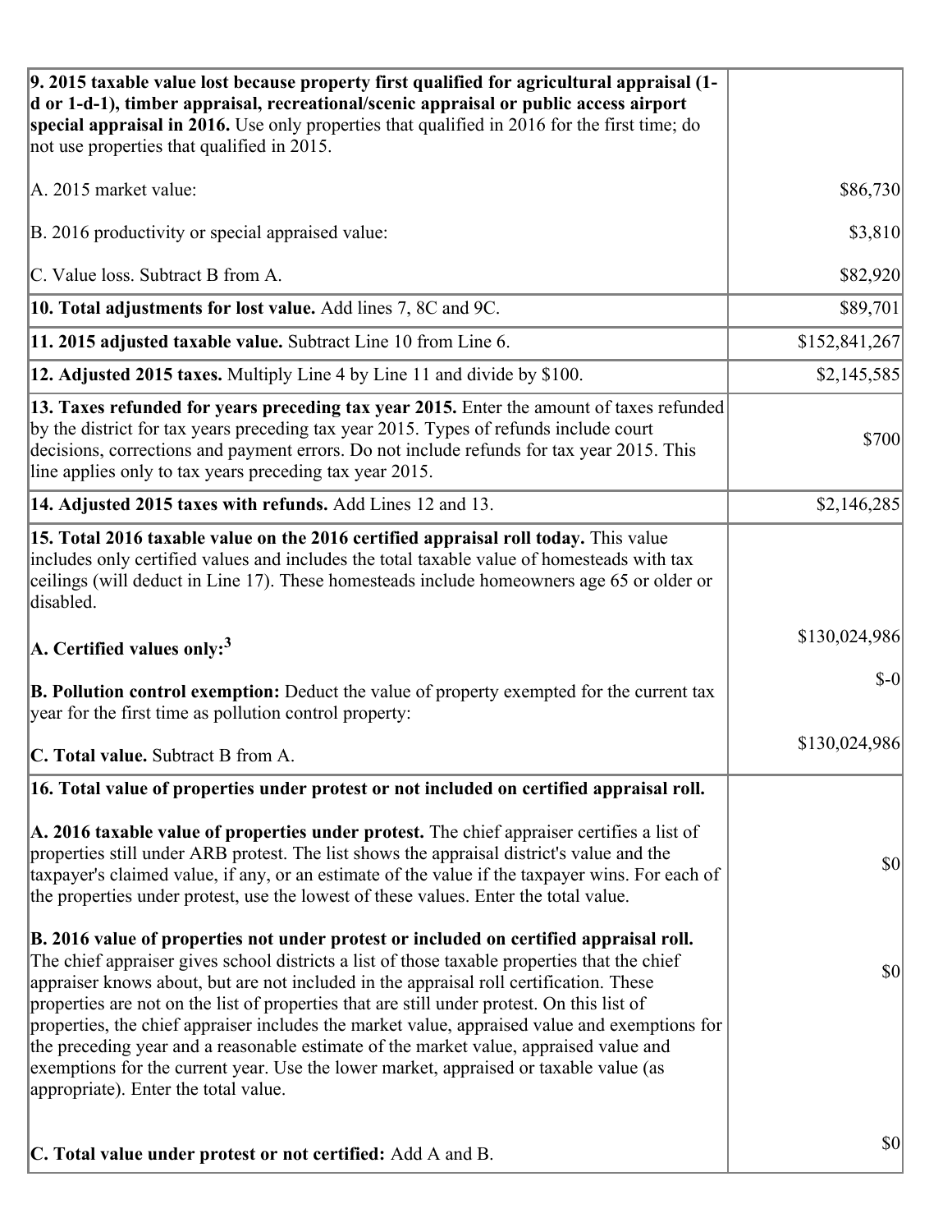| | |
|---|---|
| **9. 2015 taxable value lost because property first qualified for agricultural appraisal (1-d or 1-d-1), timber appraisal, recreational/scenic appraisal or public access airport special appraisal in 2016.** Use only properties that qualified in 2016 for the first time; do not use properties that qualified in 2015.<br><br>A. 2015 market value:<br><br>B. 2016 productivity or special appraised value:<br><br>C. Value loss. Subtract B from A. | <br><br><br><br>$86,730<br><br>$3,810<br><br>$82,920 |
| **10. Total adjustments for lost value.** Add lines 7, 8C and 9C. | $89,701 |
| **11. 2015 adjusted taxable value.** Subtract Line 10 from Line 6. | $152,841,267 |
| **12. Adjusted 2015 taxes.** Multiply Line 4 by Line 11 and divide by $100. | $2,145,585 |
| **13. Taxes refunded for years preceding tax year 2015.** Enter the amount of taxes refunded by the district for tax years preceding tax year 2015. Types of refunds include court decisions, corrections and payment errors. Do not include refunds for tax year 2015. This line applies only to tax years preceding tax year 2015. | $700 |
| **14. Adjusted 2015 taxes with refunds.** Add Lines 12 and 13. | $2,146,285 |
| **15. Total 2016 taxable value on the 2016 certified appraisal roll today.** This value includes only certified values and includes the total taxable value of homesteads with tax ceilings (will deduct in Line 17). These homesteads include homeowners age 65 or older or disabled.<br><br>**A. Certified values only:**[3]<br><br>**B. Pollution control exemption:** Deduct the value of property exempted for the current tax year for the first time as pollution control property:<br><br>**C. Total value.** Subtract B from A. | <br><br><br><br>$130,024,986<br><br>$-0<br><br>$130,024,986 |
| **16. Total value of properties under protest or not included on certified appraisal roll.**<br><br>**A. 2016 taxable value of properties under protest.** The chief appraiser certifies a list of properties still under ARB protest. The list shows the appraisal district's value and the taxpayer's claimed value, if any, or an estimate of the value if the taxpayer wins. For each of the properties under protest, use the lowest of these values. Enter the total value.<br><br>**B. 2016 value of properties not under protest or included on certified appraisal roll.** The chief appraiser gives school districts a list of those taxable properties that the chief appraiser knows about, but are not included in the appraisal roll certification. These properties are not on the list of properties that are still under protest. On this list of properties, the chief appraiser includes the market value, appraised value and exemptions for the preceding year and a reasonable estimate of the market value, appraised value and exemptions for the current year. Use the lower market, appraised or taxable value (as appropriate). Enter the total value.<br><br>**C. Total value under protest or not certified:** Add A and B. | <br><br>$0<br><br>$0<br><br>$0 |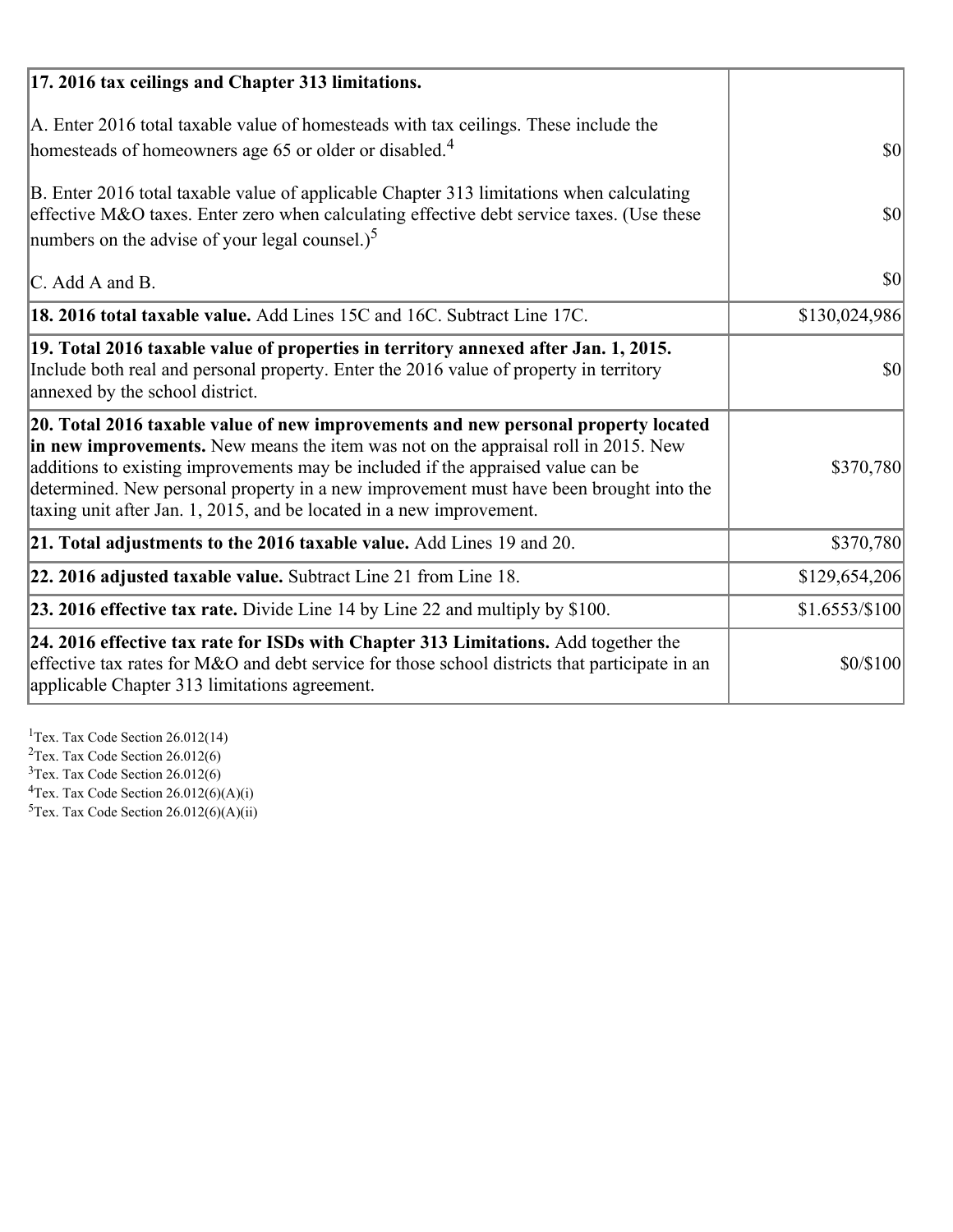| | |
|---|---|
| **17. 2016 tax ceilings and Chapter 313 limitations.** | |
| A. Enter 2016 total taxable value of homesteads with tax ceilings. These include the homesteads of homeowners age 65 or older or disabled.[4] | $0 |
| B. Enter 2016 total taxable value of applicable Chapter 313 limitations when calculating effective M&O taxes. Enter zero when calculating effective debt service taxes. (Use these numbers on the advise of your legal counsel.)[5] | $0 |
| C. Add A and B. | $0 |
| **18. 2016 total taxable value.** Add Lines 15C and 16C. Subtract Line 17C. | $130,024,986 |
| **19. Total 2016 taxable value of properties in territory annexed after Jan. 1, 2015.** Include both real and personal property. Enter the 2016 value of property in territory annexed by the school district. | $0 |
| **20. Total 2016 taxable value of new improvements and new personal property located in new improvements.** New means the item was not on the appraisal roll in 2015. New additions to existing improvements may be included if the appraised value can be determined. New personal property in a new improvement must have been brought into the taxing unit after Jan. 1, 2015, and be located in a new improvement. | $370,780 |
| **21. Total adjustments to the 2016 taxable value.** Add Lines 19 and 20. | $370,780 |
| **22. 2016 adjusted taxable value.** Subtract Line 21 from Line 18. | $129,654,206 |
| **23. 2016 effective tax rate.** Divide Line 14 by Line 22 and multiply by $100. | $1.6553/$100 |
| **24. 2016 effective tax rate for ISDs with Chapter 313 Limitations.** Add together the effective tax rates for M&O and debt service for those school districts that participate in an applicable Chapter 313 limitations agreement. | $0/$100 |

[1]Tex. Tax Code Section 26.012(14)
[2]Tex. Tax Code Section 26.012(6)
[3]Tex. Tax Code Section 26.012(6)
[4]Tex. Tax Code Section 26.012(6)(A)(i)
[5]Tex. Tax Code Section 26.012(6)(A)(ii)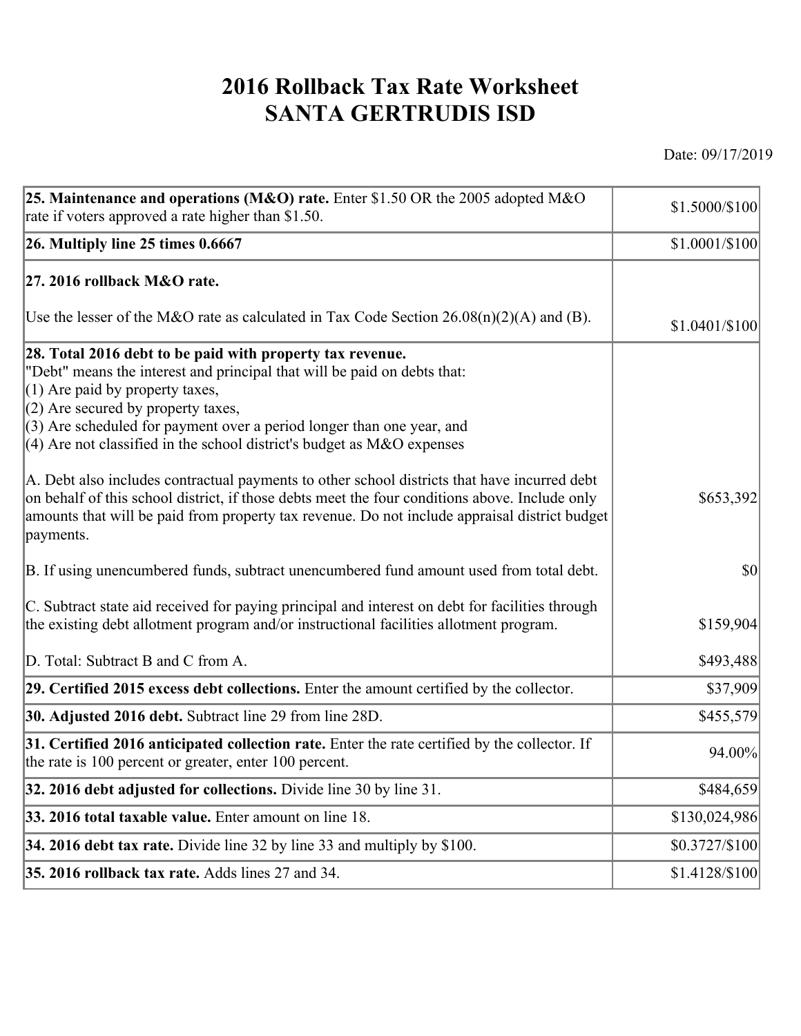# 2016 Rollback Tax Rate Worksheet
# SANTA GERTRUDIS ISD

Date: 09/17/2019

| | |
|---|---|
| **25. Maintenance and operations (M&O) rate.** Enter $1.50 OR the 2005 adopted M&O rate if voters approved a rate higher than $1.50. | $1.5000/$100 |
| **26. Multiply line 25 times 0.6667** | $1.0001/$100 |
| **27. 2016 rollback M&O rate.**<br><br>Use the lesser of the M&O rate as calculated in Tax Code Section 26.08(n)(2)(A) and (B). | $1.0401/$100 |
| **28. Total 2016 debt to be paid with property tax revenue.**<br>"Debt" means the interest and principal that will be paid on debts that:<br>(1) Are paid by property taxes,<br>(2) Are secured by property taxes,<br>(3) Are scheduled for payment over a period longer than one year, and<br>(4) Are not classified in the school district's budget as M&O expenses<br><br>A. Debt also includes contractual payments to other school districts that have incurred debt on behalf of this school district, if those debts meet the four conditions above. Include only amounts that will be paid from property tax revenue. Do not include appraisal district budget payments. | $653,392 |
| B. If using unencumbered funds, subtract unencumbered fund amount used from total debt. | $0 |
| C. Subtract state aid received for paying principal and interest on debt for facilities through the existing debt allotment program and/or instructional facilities allotment program. | $159,904 |
| D. Total: Subtract B and C from A. | $493,488 |
| **29. Certified 2015 excess debt collections.** Enter the amount certified by the collector. | $37,909 |
| **30. Adjusted 2016 debt.** Subtract line 29 from line 28D. | $455,579 |
| **31. Certified 2016 anticipated collection rate.** Enter the rate certified by the collector. If the rate is 100 percent or greater, enter 100 percent. | 94.00% |
| **32. 2016 debt adjusted for collections.** Divide line 30 by line 31. | $484,659 |
| **33. 2016 total taxable value.** Enter amount on line 18. | $130,024,986 |
| **34. 2016 debt tax rate.** Divide line 32 by line 33 and multiply by $100. | $0.3727/$100 |
| **35. 2016 rollback tax rate.** Adds lines 27 and 34. | $1.4128/$100 |